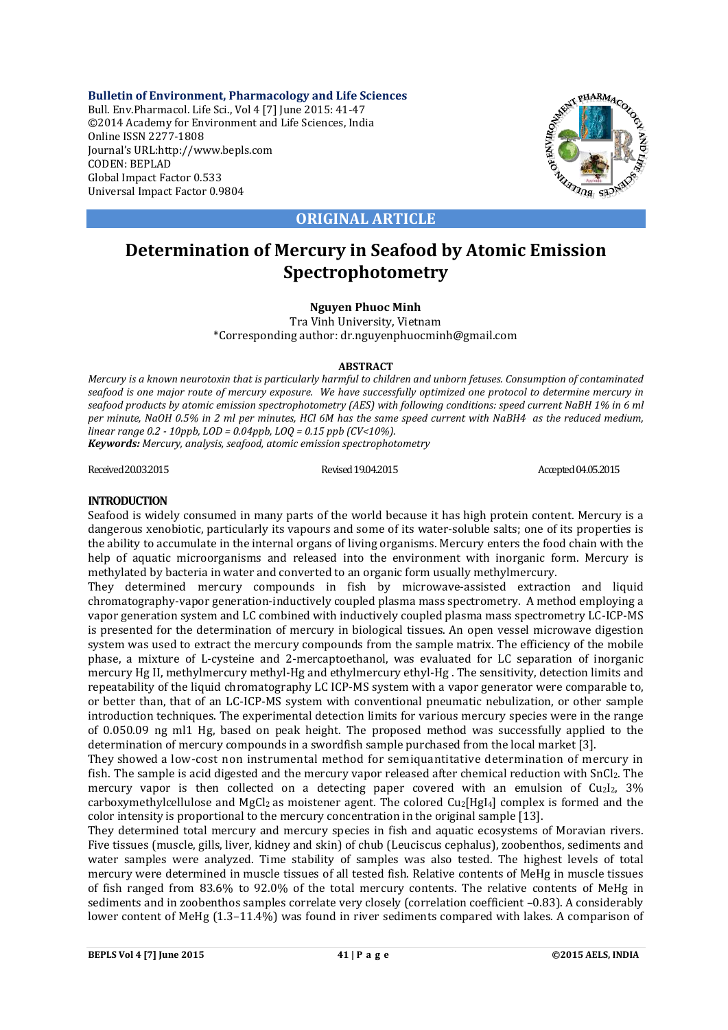Bulletin of Environment, Pharmacology and Life Sciences
Bull. Env.Pharmacol. Life Sci., Vol 4 [7] June 2015: 41-47
©2014 Academy for Environment and Life Sciences, India
Online ISSN 2277-1808
Journal's URL:http://www.bepls.com
CODEN: BEPLAD
Global Impact Factor 0.533
Universal Impact Factor 0.9804

**ORIGINAL ARTICLE**

# Determination of Mercury in Seafood by Atomic Emission Spectrophotometry

**Nguyen Phuoc Minh**
Tra Vinh University, Vietnam
*Corresponding author: dr.nguyenphuocminh@gmail.com

**ABSTRACT**

*Mercury is a known neurotoxin that is particularly harmful to children and unborn fetuses. Consumption of contaminated seafood is one major route of mercury exposure. We have successfully optimized one protocol to determine mercury in seafood products by atomic emission spectrophotometry (AES) with following conditions: speed current NaBH 1% in 6 ml per minute, NaOH 0.5% in 2 ml per minutes, HCl 6M has the same speed current with $NaBH_4$ as the reduced medium, linear range 0.2 - 10ppb, LOD = 0.04ppb, LOQ = 0.15 ppb (CV<10%).*

***Keywords:** Mercury, analysis, seafood, atomic emission spectrophotometry*

Received 20.03.2015 | Revised 19.04.2015 | Accepted 04.05.2015

## INTRODUCTION

Seafood is widely consumed in many parts of the world because it has high protein content. Mercury is a dangerous xenobiotic, particularly its vapours and some of its water-soluble salts; one of its properties is the ability to accumulate in the internal organs of living organisms. Mercury enters the food chain with the help of aquatic microorganisms and released into the environment with inorganic form. Mercury is methylated by bacteria in water and converted to an organic form usually methylmercury.

They determined mercury compounds in fish by microwave-assisted extraction and liquid chromatography-vapor generation-inductively coupled plasma mass spectrometry. A method employing a vapor generation system and LC combined with inductively coupled plasma mass spectrometry LC-ICP-MS is presented for the determination of mercury in biological tissues. An open vessel microwave digestion system was used to extract the mercury compounds from the sample matrix. The efficiency of the mobile phase, a mixture of L-cysteine and 2-mercaptoethanol, was evaluated for LC separation of inorganic mercury Hg II, methylmercury methyl-Hg and ethylmercury ethyl-Hg . The sensitivity, detection limits and repeatability of the liquid chromatography LC ICP-MS system with a vapor generator were comparable to, or better than, that of an LC-ICP-MS system with conventional pneumatic nebulization, or other sample introduction techniques. The experimental detection limits for various mercury species were in the range of 0.050.09 ng ml1 Hg, based on peak height. The proposed method was successfully applied to the determination of mercury compounds in a swordfish sample purchased from the local market [3].

They showed a low-cost non instrumental method for semiquantitative determination of mercury in fish. The sample is acid digested and the mercury vapor released after chemical reduction with $SnCl_2$. The mercury vapor is then collected on a detecting paper covered with an emulsion of $Cu_2I_2$, 3% carboxymethylcellulose and $MgCl_2$ as moistener agent. The colored $Cu_2[HgI_4]$ complex is formed and the color intensity is proportional to the mercury concentration in the original sample [13].

They determined total mercury and mercury species in fish and aquatic ecosystems of Moravian rivers. Five tissues (muscle, gills, liver, kidney and skin) of chub (Leuciscus cephalus), zoobenthos, sediments and water samples were analyzed. Time stability of samples was also tested. The highest levels of total mercury were determined in muscle tissues of all tested fish. Relative contents of MeHg in muscle tissues of fish ranged from 83.6% to 92.0% of the total mercury contents. The relative contents of MeHg in sediments and in zoobenthos samples correlate very closely (correlation coefficient –0.83). A considerably lower content of MeHg (1.3–11.4%) was found in river sediments compared with lakes. A comparison of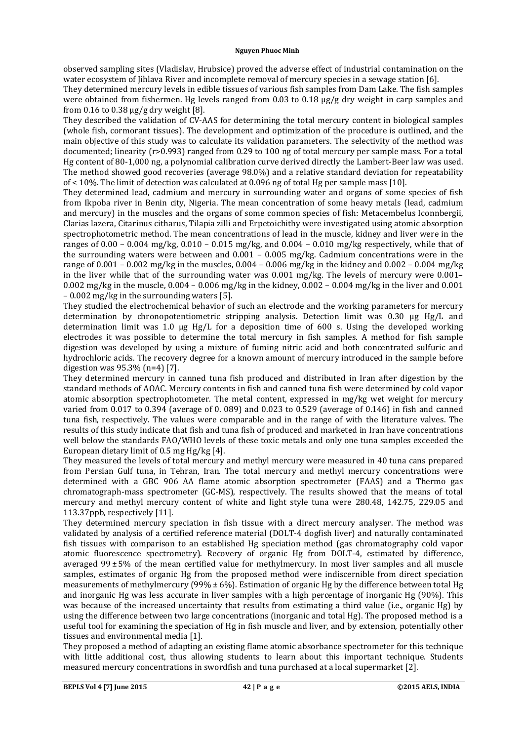observed sampling sites (Vladislav, Hrubsice) proved the adverse effect of industrial contamination on the water ecosystem of Jihlava River and incomplete removal of mercury species in a sewage station [6].

They determined mercury levels in edible tissues of various fish samples from Dam Lake. The fish samples were obtained from fishermen. Hg levels ranged from 0.03 to 0.18 µg/g dry weight in carp samples and from 0.16 to 0.38 µg/g dry weight [8].

They described the validation of CV-AAS for determining the total mercury content in biological samples (whole fish, cormorant tissues). The development and optimization of the procedure is outlined, and the main objective of this study was to calculate its validation parameters. The selectivity of the method was documented; linearity (r>0.993) ranged from 0.29 to 100 ng of total mercury per sample mass. For a total Hg content of 80-1,000 ng, a polynomial calibration curve derived directly the Lambert-Beer law was used. The method showed good recoveries (average 98.0%) and a relative standard deviation for repeatability of < 10%. The limit of detection was calculated at 0.096 ng of total Hg per sample mass [10].

They determined lead, cadmium and mercury in surrounding water and organs of some species of fish from Ikpoba river in Benin city, Nigeria. The mean concentration of some heavy metals (lead, cadmium and mercury) in the muscles and the organs of some common species of fish: Metacembelus Iconnbergii, Clarias lazera, Citarinus citharus, Tilapia zilli and Erpetoichithy were investigated using atomic absorption spectrophotometric method. The mean concentrations of lead in the muscle, kidney and liver were in the ranges of 0.00 – 0.004 mg/kg, 0.010 – 0.015 mg/kg, and 0.004 – 0.010 mg/kg respectively, while that of the surrounding waters were between and 0.001 – 0.005 mg/kg. Cadmium concentrations were in the range of 0.001 – 0.002 mg/kg in the muscles, 0.004 – 0.006 mg/kg in the kidney and 0.002 – 0.004 mg/kg in the liver while that of the surrounding water was 0.001 mg/kg. The levels of mercury were 0.001–0.002 mg/kg in the muscle, 0.004 – 0.006 mg/kg in the kidney, 0.002 – 0.004 mg/kg in the liver and 0.001 – 0.002 mg/kg in the surrounding waters [5].

They studied the electrochemical behavior of such an electrode and the working parameters for mercury determination by chronopotentiometric stripping analysis. Detection limit was 0.30 µg Hg/L and determination limit was 1.0 µg Hg/L for a deposition time of 600 s. Using the developed working electrodes it was possible to determine the total mercury in fish samples. A method for fish sample digestion was developed by using a mixture of fuming nitric acid and both concentrated sulfuric and hydrochloric acids. The recovery degree for a known amount of mercury introduced in the sample before digestion was 95.3% (n=4) [7].

They determined mercury in canned tuna fish produced and distributed in Iran after digestion by the standard methods of AOAC. Mercury contents in fish and canned tuna fish were determined by cold vapor atomic absorption spectrophotometer. The metal content, expressed in mg/kg wet weight for mercury varied from 0.017 to 0.394 (average of 0. 089) and 0.023 to 0.529 (average of 0.146) in fish and canned tuna fish, respectively. The values were comparable and in the range of with the literature valves. The results of this study indicate that fish and tuna fish of produced and marketed in Iran have concentrations well below the standards FAO/WHO levels of these toxic metals and only one tuna samples exceeded the European dietary limit of 0.5 mg Hg/kg [4].

They measured the levels of total mercury and methyl mercury were measured in 40 tuna cans prepared from Persian Gulf tuna, in Tehran, Iran. The total mercury and methyl mercury concentrations were determined with a GBC 906 AA flame atomic absorption spectrometer (FAAS) and a Thermo gas chromatograph-mass spectrometer (GC-MS), respectively. The results showed that the means of total mercury and methyl mercury content of white and light style tuna were 280.48, 142.75, 229.05 and 113.37ppb, respectively [11].

They determined mercury speciation in fish tissue with a direct mercury analyser. The method was validated by analysis of a certified reference material (DOLT-4 dogfish liver) and naturally contaminated fish tissues with comparison to an established Hg speciation method (gas chromatography cold vapor atomic fluorescence spectrometry). Recovery of organic Hg from DOLT-4, estimated by difference, averaged 99 ± 5% of the mean certified value for methylmercury. In most liver samples and all muscle samples, estimates of organic Hg from the proposed method were indiscernible from direct speciation measurements of methylmercury (99% ± 6%). Estimation of organic Hg by the difference between total Hg and inorganic Hg was less accurate in liver samples with a high percentage of inorganic Hg (90%). This was because of the increased uncertainty that results from estimating a third value (i.e., organic Hg) by using the difference between two large concentrations (inorganic and total Hg). The proposed method is a useful tool for examining the speciation of Hg in fish muscle and liver, and by extension, potentially other tissues and environmental media [1].

They proposed a method of adapting an existing flame atomic absorbance spectrometer for this technique with little additional cost, thus allowing students to learn about this important technique. Students measured mercury concentrations in swordfish and tuna purchased at a local supermarket [2].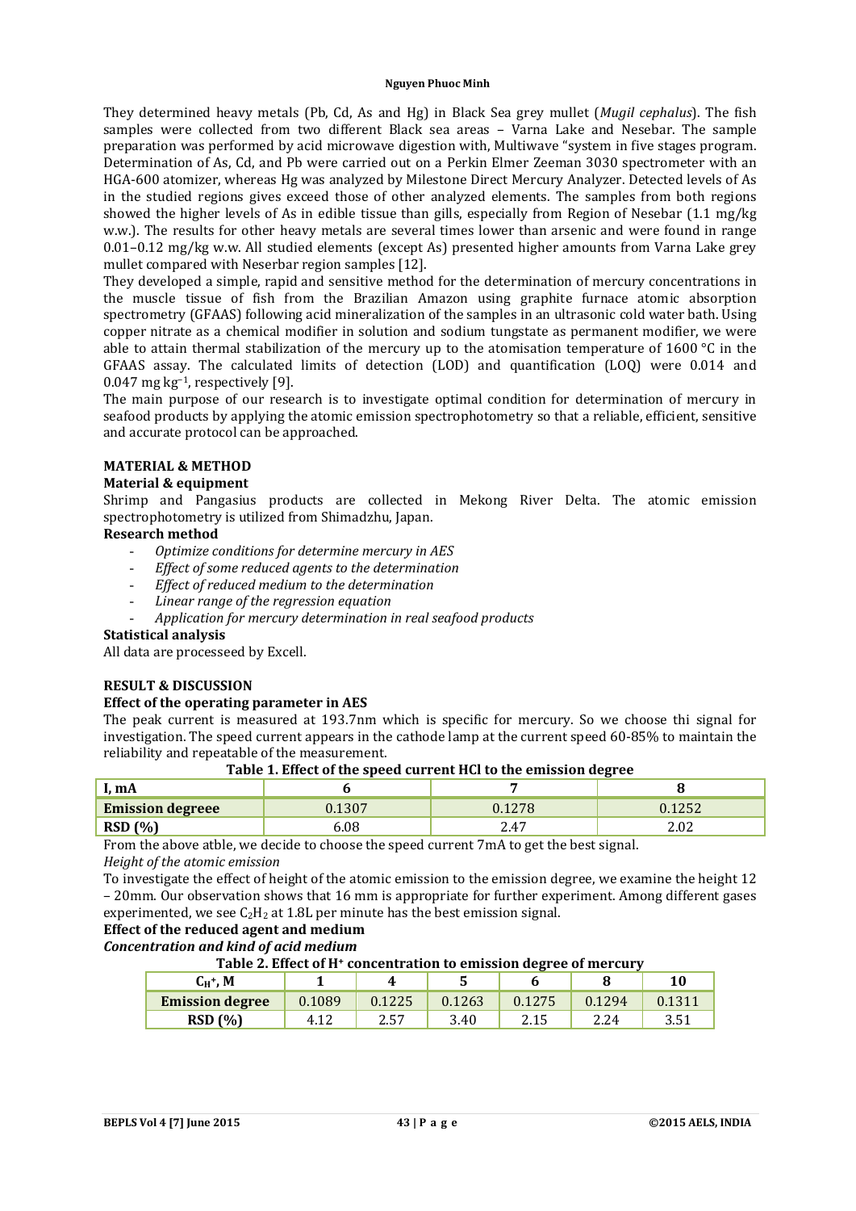They determined heavy metals (Pb, Cd, As and Hg) in Black Sea grey mullet (*Mugil cephalus*). The fish samples were collected from two different Black sea areas – Varna Lake and Nesebar. The sample preparation was performed by acid microwave digestion with, Multiwave "system in five stages program. Determination of As, Cd, and Pb were carried out on a Perkin Elmer Zeeman 3030 spectrometer with an HGA-600 atomizer, whereas Hg was analyzed by Milestone Direct Mercury Analyzer. Detected levels of As in the studied regions gives exceed those of other analyzed elements. The samples from both regions showed the higher levels of As in edible tissue than gills, especially from Region of Nesebar (1.1 mg/kg w.w.). The results for other heavy metals are several times lower than arsenic and were found in range 0.01–0.12 mg/kg w.w. All studied elements (except As) presented higher amounts from Varna Lake grey mullet compared with Neserbar region samples [12].

They developed a simple, rapid and sensitive method for the determination of mercury concentrations in the muscle tissue of fish from the Brazilian Amazon using graphite furnace atomic absorption spectrometry (GFAAS) following acid mineralization of the samples in an ultrasonic cold water bath. Using copper nitrate as a chemical modifier in solution and sodium tungstate as permanent modifier, we were able to attain thermal stabilization of the mercury up to the atomisation temperature of 1600 °C in the GFAAS assay. The calculated limits of detection (LOD) and quantification (LOQ) were 0.014 and 0.047 mg $kg^{-1}$, respectively [9].

The main purpose of our research is to investigate optimal condition for determination of mercury in seafood products by applying the atomic emission spectrophotometry so that a reliable, efficient, sensitive and accurate protocol can be approached.

## MATERIAL & METHOD

### Material & equipment

Shrimp and Pangasius products are collected in Mekong River Delta. The atomic emission spectrophotometry is utilized from Shimadzhu, Japan.

### Research method

- *Optimize conditions for determine mercury in AES*
- *Effect of some reduced agents to the determination*
- *Effect of reduced medium to the determination*
- *Linear range of the regression equation*
- *Application for mercury determination in real seafood products*

### Statistical analysis

All data are processeed by Excell.

## RESULT & DISCUSSION

### Effect of the operating parameter in AES

The peak current is measured at 193.7nm which is specific for mercury. So we choose thi signal for investigation. The speed current appears in the cathode lamp at the current speed 60-85% to maintain the reliability and repeatable of the measurement.

**Table 1. Effect of the speed current HCl to the emission degree**

| I, mA | 6 | 7 | 8 |
|---|---|---|---|
| **Emission degreee** | 0.1307 | 0.1278 | 0.1252 |
| **RSD (%)** | 6.08 | 2.47 | 2.02 |

From the above atble, we decide to choose the speed current 7mA to get the best signal.

*Height of the atomic emission*

To investigate the effect of height of the atomic emission to the emission degree, we examine the height 12 – 20mm. Our observation shows that 16 mm is appropriate for further experiment. Among different gases experimented, we see $C_2H_2$ at 1.8L per minute has the best emission signal.

### Effect of the reduced agent and medium

***Concentration and kind of acid medium***

**Table 2. Effect of $H^+$ concentration to emission degree of mercury**

| $C_{H^+}$, M | 1 | 4 | 5 | 6 | 8 | 10 |
|---|---|---|---|---|---|---|
| **Emission degree** | 0.1089 | 0.1225 | 0.1263 | 0.1275 | 0.1294 | 0.1311 |
| **RSD (%)** | 4.12 | 2.57 | 3.40 | 2.15 | 2.24 | 3.51 |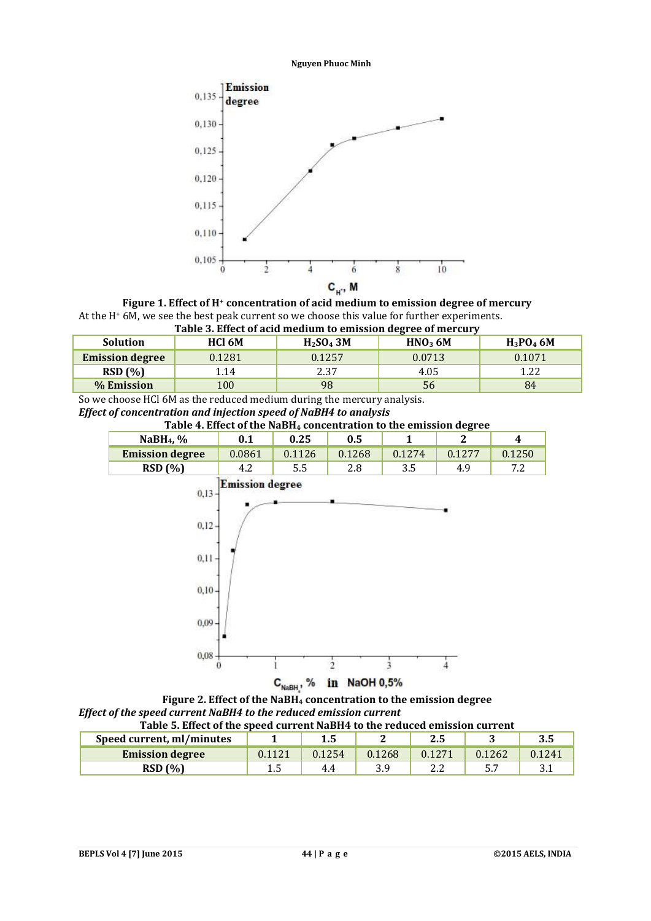**Figure 1. Effect of $H^+$ concentration of acid medium to emission degree of mercury**

At the $H^+$ 6M, we see the best peak current so we choose this value for further experiments.

**Table 3. Effect of acid medium to emission degree of mercury**

| Solution | HCl 6M | $H_2SO_4$ 3M | $HNO_3$ 6M | $H_3PO_4$ 6M |
|---|---|---|---|---|
| **Emission degree** | 0.1281 | 0.1257 | 0.0713 | 0.1071 |
| **RSD (%)** | 1.14 | 2.37 | 4.05 | 1.22 |
| **% Emission** | 100 | 98 | 56 | 84 |

So we choose HCl 6M as the reduced medium during the mercury analysis.

*Effect of concentration and injection speed of NaBH4 to analysis*

**Table 4. Effect of the $NaBH_4$ concentration to the emission degree**

| $NaBH_4$, % | 0.1 | 0.25 | 0.5 | 1 | 2 | 4 |
|---|---|---|---|---|---|---|
| **Emission degree** | 0.0861 | 0.1126 | 0.1268 | 0.1274 | 0.1277 | 0.1250 |
| **RSD (%)** | 4.2 | 5.5 | 2.8 | 3.5 | 4.9 | 7.2 |

**Figure 2. Effect of the $NaBH_4$ concentration to the emission degree**

*Effect of the speed current NaBH4 to the reduced emission current*

**Table 5. Effect of the speed current NaBH4 to the reduced emission current**

| Speed current, ml/minutes | 1 | 1.5 | 2 | 2.5 | 3 | 3.5 |
|---|---|---|---|---|---|---|
| **Emission degree** | 0.1121 | 0.1254 | 0.1268 | 0.1271 | 0.1262 | 0.1241 |
| **RSD (%)** | 1.5 | 4.4 | 3.9 | 2.2 | 5.7 | 3.1 |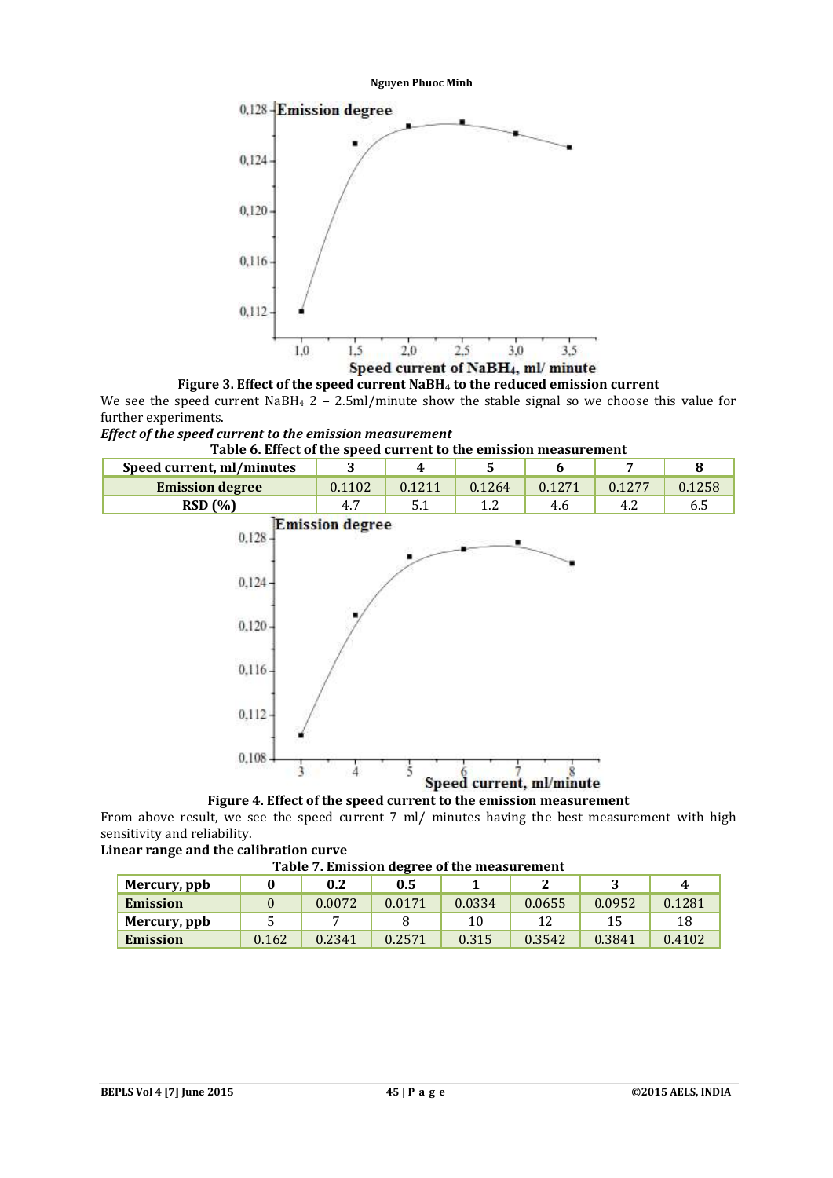Figure 3. Effect of the speed current $NaBH_4$ to the reduced emission current

We see the speed current $NaBH_4$ 2 – 2.5ml/minute show the stable signal so we choose this value for further experiments.

***Effect of the speed current to the emission measurement***

Table 6. Effect of the speed current to the emission measurement

| Speed current, ml/minutes | 3 | 4 | 5 | 6 | 7 | 8 |
|---|---|---|---|---|---|---|
| Emission degree | 0.1102 | 0.1211 | 0.1264 | 0.1271 | 0.1277 | 0.1258 |
| RSD (%) | 4.7 | 5.1 | 1.2 | 4.6 | 4.2 | 6.5 |

Figure 4. Effect of the speed current to the emission measurement

From above result, we see the speed current 7 ml/ minutes having the best measurement with high sensitivity and reliability.

**Linear range and the calibration curve**

Table 7. Emission degree of the measurement

| Mercury, ppb | 0 | 0.2 | 0.5 | 1 | 2 | 3 | 4 |
|---|---|---|---|---|---|---|---|
| Emission | 0 | 0.0072 | 0.0171 | 0.0334 | 0.0655 | 0.0952 | 0.1281 |
| Mercury, ppb | 5 | 7 | 8 | 10 | 12 | 15 | 18 |
| Emission | 0.162 | 0.2341 | 0.2571 | 0.315 | 0.3542 | 0.3841 | 0.4102 |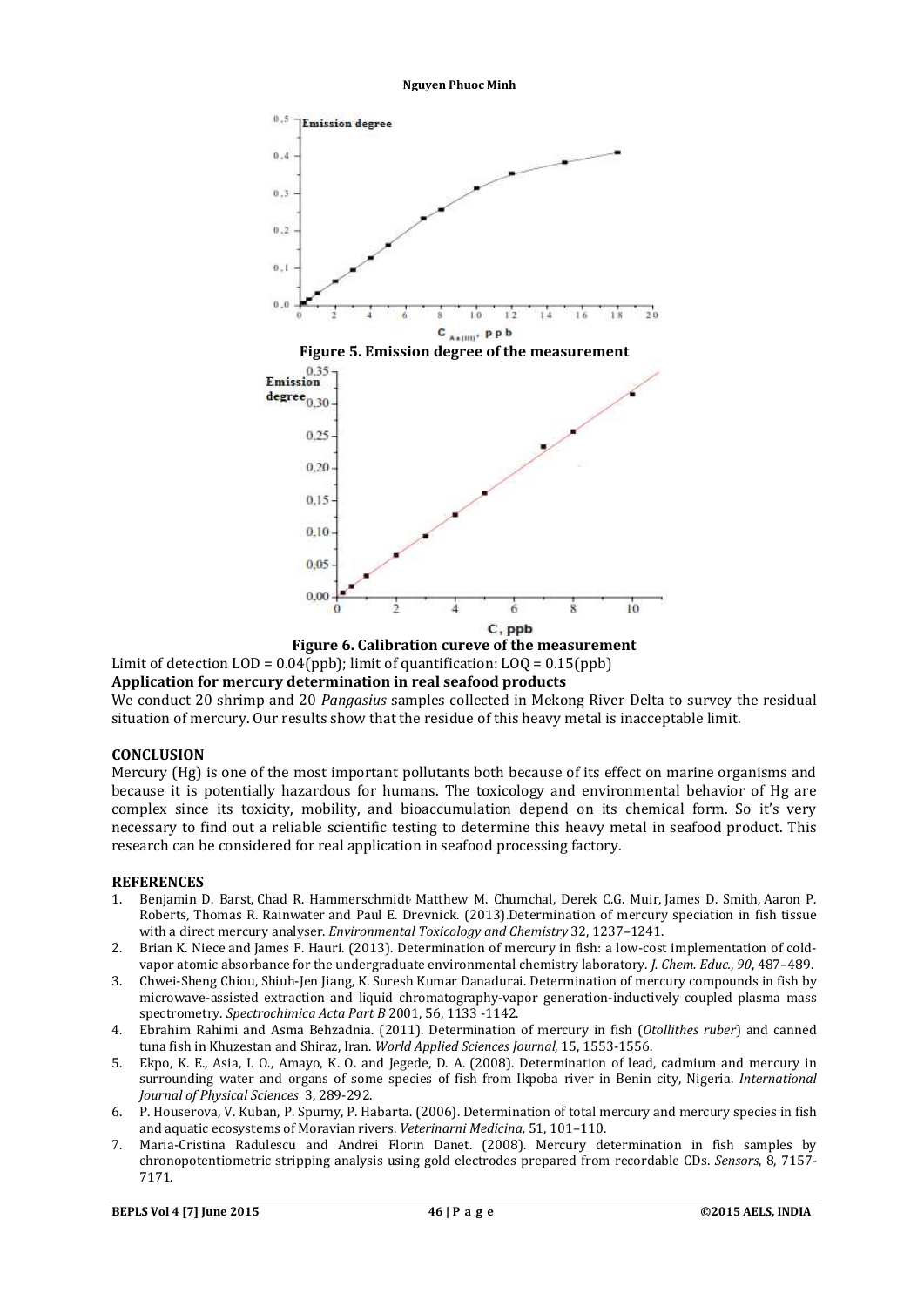**Figure 5. Emission degree of the measurement**

**Figure 6. Calibration cureve of the measurement**

Limit of detection LOD = 0.04(ppb); limit of quantification: LOQ = 0.15(ppb)

**Application for mercury determination in real seafood products**

We conduct 20 shrimp and 20 *Pangasius* samples collected in Mekong River Delta to survey the residual situation of mercury. Our results show that the residue of this heavy metal is inacceptable limit.

## CONCLUSION

Mercury (Hg) is one of the most important pollutants both because of its effect on marine organisms and because it is potentially hazardous for humans. The toxicology and environmental behavior of Hg are complex since its toxicity, mobility, and bioaccumulation depend on its chemical form. So it's very necessary to find out a reliable scientific testing to determine this heavy metal in seafood product. This research can be considered for real application in seafood processing factory.

## REFERENCES

1. Benjamin D. Barst, Chad R. Hammerschmidt, Matthew M. Chumchal, Derek C.G. Muir, James D. Smith, Aaron P. Roberts, Thomas R. Rainwater and Paul E. Drevnick. (2013).Determination of mercury speciation in fish tissue with a direct mercury analyser. *Environmental Toxicology and Chemistry* 32, 1237–1241.
2. Brian K. Niece and James F. Hauri. (2013). Determination of mercury in fish: a low-cost implementation of cold-vapor atomic absorbance for the undergraduate environmental chemistry laboratory. *J. Chem. Educ., 90*, 487–489.
3. Chwei-Sheng Chiou, Shiuh-Jen Jiang, K. Suresh Kumar Danadurai. Determination of mercury compounds in fish by microwave-assisted extraction and liquid chromatography-vapor generation-inductively coupled plasma mass spectrometry. *Spectrochimica Acta Part B* 2001, 56, 1133 -1142.
4. Ebrahim Rahimi and Asma Behzadnia. (2011). Determination of mercury in fish (*Otollithes ruber*) and canned tuna fish in Khuzestan and Shiraz, Iran. *World Applied Sciences Journal*, 15, 1553-1556.
5. Ekpo, K. E., Asia, I. O., Amayo, K. O. and Jegede, D. A. (2008). Determination of lead, cadmium and mercury in surrounding water and organs of some species of fish from Ikpoba river in Benin city, Nigeria. *International Journal of Physical Sciences* 3, 289-292.
6. P. Houserova, V. Kuban, P. Spurny, P. Habarta. (2006). Determination of total mercury and mercury species in fish and aquatic ecosystems of Moravian rivers. *Veterinarni Medicina,* 51, 101–110.
7. Maria-Cristina Radulescu and Andrei Florin Danet. (2008). Mercury determination in fish samples by chronopotentiometric stripping analysis using gold electrodes prepared from recordable CDs. *Sensors*, 8, 7157-7171.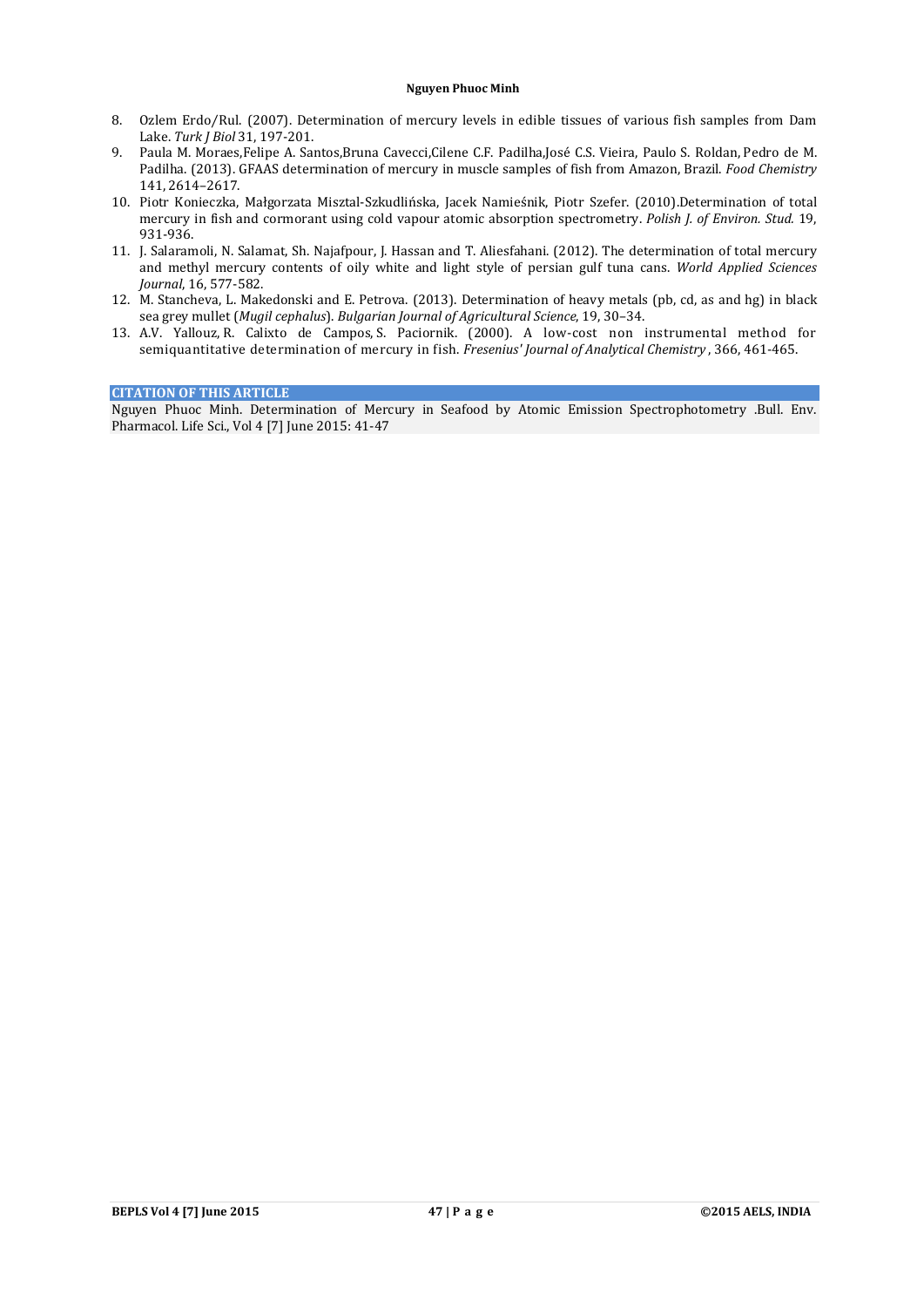8. Ozlem Erdo/Rul. (2007). Determination of mercury levels in edible tissues of various fish samples from Dam Lake. *Turk J Biol* 31, 197-201.
9. Paula M. Moraes,Felipe A. Santos,Bruna Cavecci,Cilene C.F. Padilha,José C.S. Vieira, Paulo S. Roldan, Pedro de M. Padilha. (2013). GFAAS determination of mercury in muscle samples of fish from Amazon, Brazil. *Food Chemistry* 141, 2614–2617.
10. Piotr Konieczka, Małgorzata Misztal-Szkudlińska, Jacek Namieśnik, Piotr Szefer. (2010).Determination of total mercury in fish and cormorant using cold vapour atomic absorption spectrometry. *Polish J. of Environ. Stud.* 19, 931-936.
11. J. Salaramoli, N. Salamat, Sh. Najafpour, J. Hassan and T. Aliesfahani. (2012). The determination of total mercury and methyl mercury contents of oily white and light style of persian gulf tuna cans. *World Applied Sciences Journal*, 16, 577-582.
12. M. Stancheva, L. Makedonski and E. Petrova. (2013). Determination of heavy metals (pb, cd, as and hg) in black sea grey mullet (*Mugil cephalus*). *Bulgarian Journal of Agricultural Science*, 19, 30–34.
13. A.V. Yallouz, R. Calixto de Campos, S. Paciornik. (2000). A low-cost non instrumental method for semiquantitative determination of mercury in fish. *Fresenius' Journal of Analytical Chemistry* , 366, 461-465.

**CITATION OF THIS ARTICLE**

Nguyen Phuoc Minh. Determination of Mercury in Seafood by Atomic Emission Spectrophotometry .Bull. Env. Pharmacol. Life Sci., Vol 4 [7] June 2015: 41-47